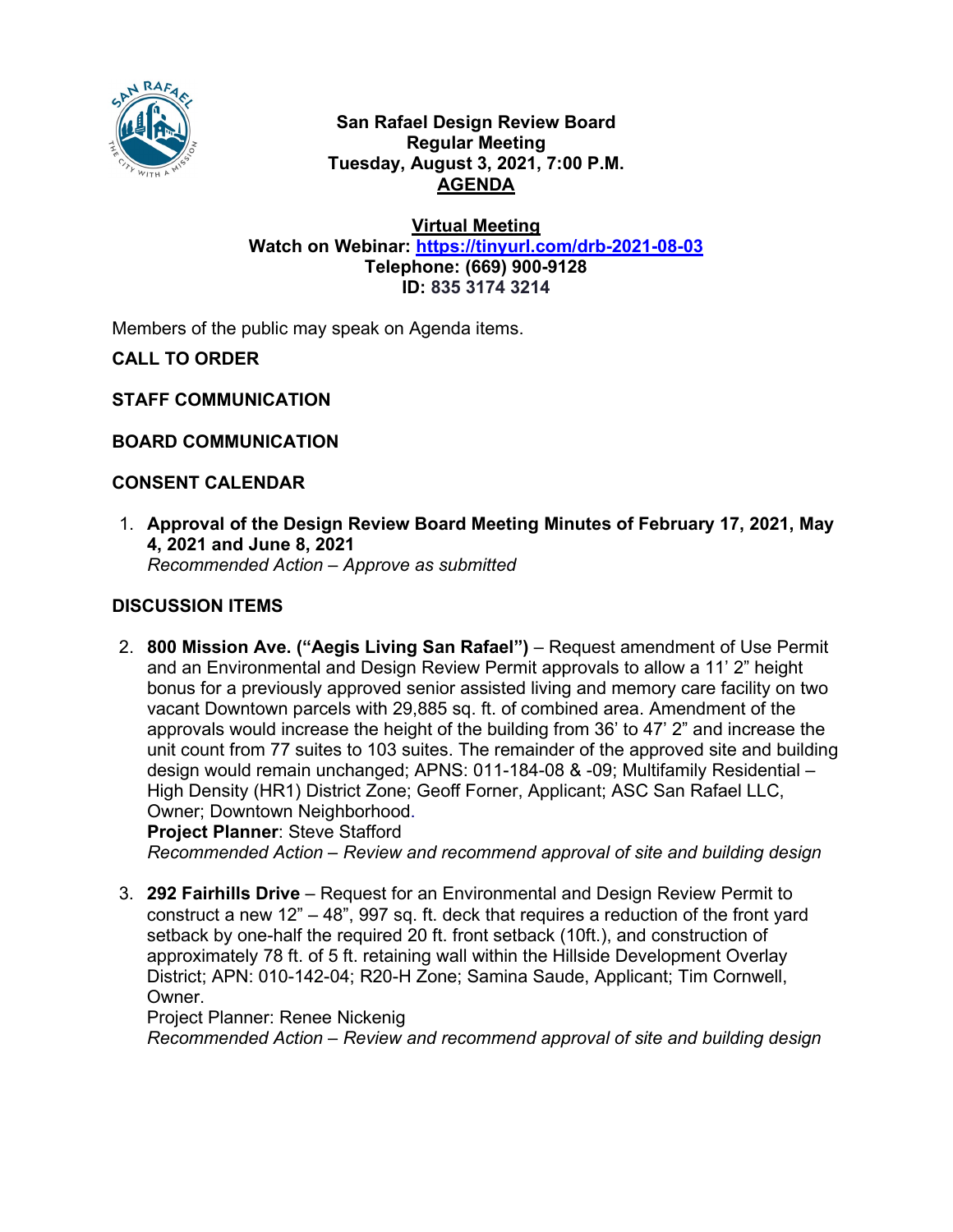# San Rafael Design Review Board
## Regular Meeting
## Tuesday, August 3, 2021, 7:00 P.M.
## AGENDA

**Virtual Meeting**
**Watch on Webinar: https://tinyurl.com/drb-2021-08-03**
**Telephone: (669) 900-9128**
**ID: 835 3174 3214**

Members of the public may speak on Agenda items.

**CALL TO ORDER**

**STAFF COMMUNICATION**

**BOARD COMMUNICATION**

**CONSENT CALENDAR**

1. **Approval of the Design Review Board Meeting Minutes of February 17, 2021, May 4, 2021 and June 8, 2021**
   *Recommended Action – Approve as submitted*

**DISCUSSION ITEMS**

2. **800 Mission Ave. ("Aegis Living San Rafael")** – Request amendment of Use Permit and an Environmental and Design Review Permit approvals to allow a 11' 2" height bonus for a previously approved senior assisted living and memory care facility on two vacant Downtown parcels with 29,885 sq. ft. of combined area. Amendment of the approvals would increase the height of the building from 36' to 47' 2" and increase the unit count from 77 suites to 103 suites. The remainder of the approved site and building design would remain unchanged; APNS: 011-184-08 & -09; Multifamily Residential – High Density (HR1) District Zone; Geoff Forner, Applicant; ASC San Rafael LLC, Owner; Downtown Neighborhood.
   **Project Planner**: Steve Stafford
   *Recommended Action – Review and recommend approval of site and building design*

3. **292 Fairhills Drive** – Request for an Environmental and Design Review Permit to construct a new 12" – 48", 997 sq. ft. deck that requires a reduction of the front yard setback by one-half the required 20 ft. front setback (10ft.), and construction of approximately 78 ft. of 5 ft. retaining wall within the Hillside Development Overlay District; APN: 010-142-04; R20-H Zone; Samina Saude, Applicant; Tim Cornwell, Owner.
   Project Planner: Renee Nickenig
   *Recommended Action – Review and recommend approval of site and building design*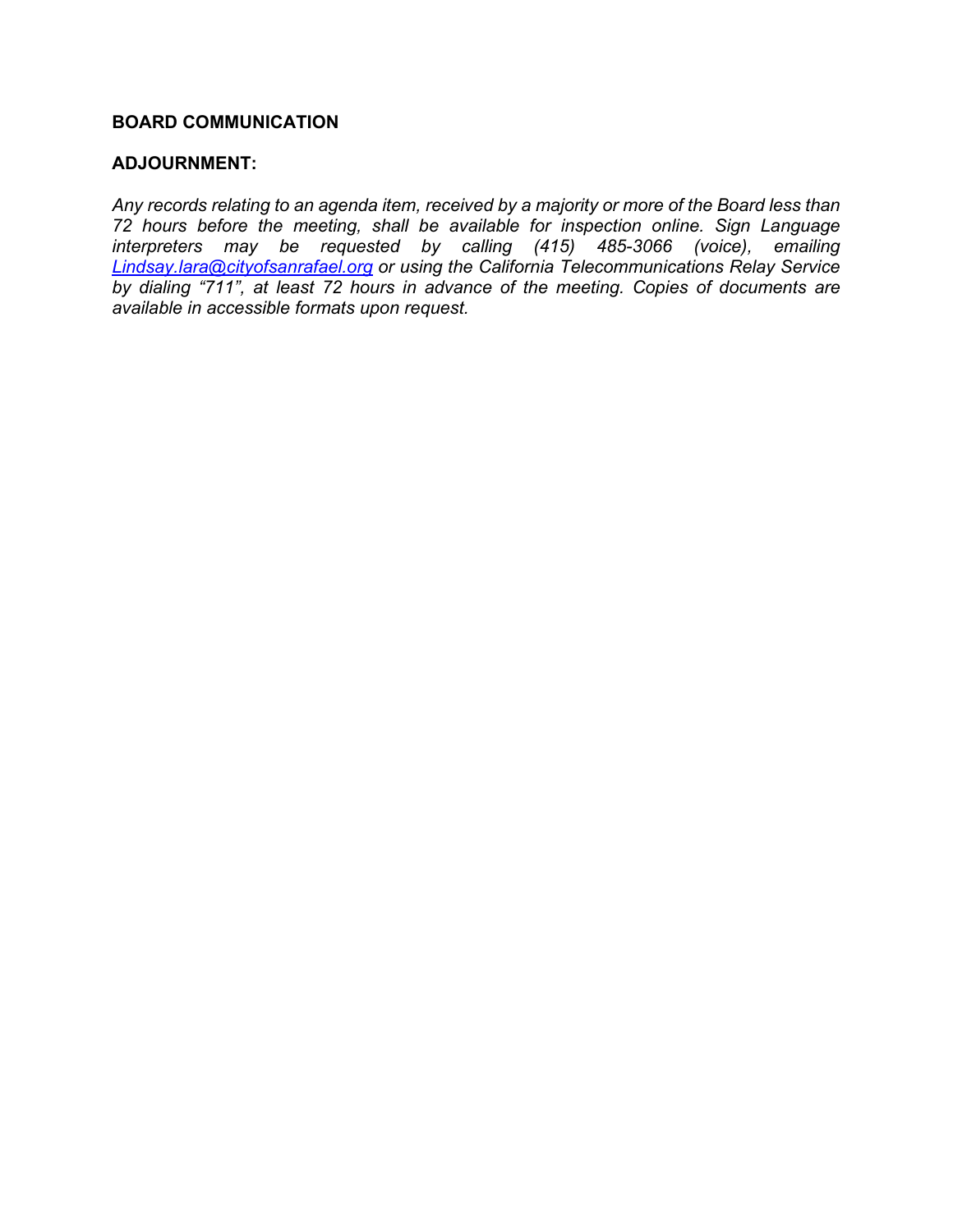**BOARD COMMUNICATION**

**ADJOURNMENT:**

*Any records relating to an agenda item, received by a majority or more of the Board less than 72 hours before the meeting, shall be available for inspection online. Sign Language interpreters may be requested by calling (415) 485-3066 (voice), emailing [Lindsay.lara@cityofsanrafael.org](mailto:Lindsay.lara@cityofsanrafael.org) or using the California Telecommunications Relay Service by dialing "711", at least 72 hours in advance of the meeting. Copies of documents are available in accessible formats upon request.*